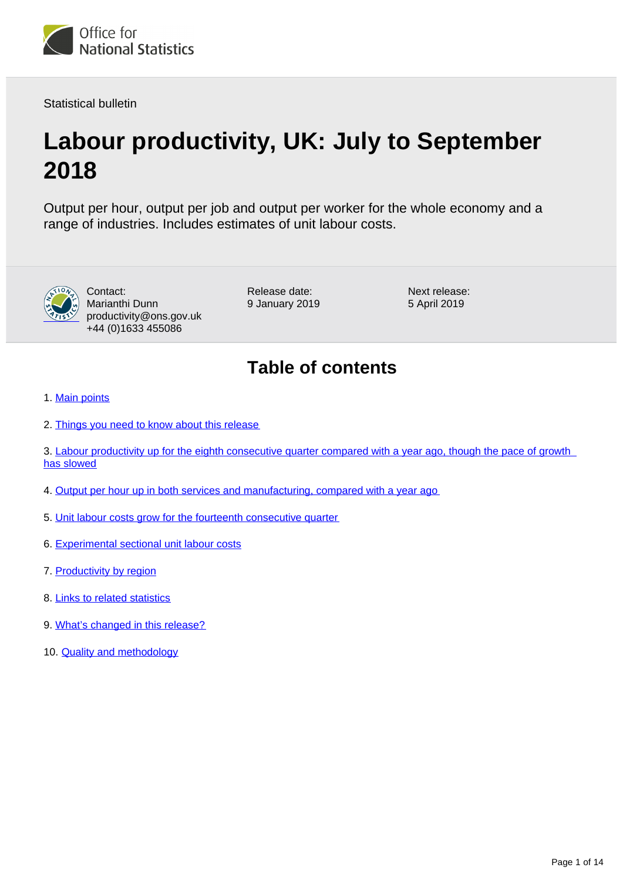Statistical bulletin

# Labour productivity, UK: July to September 2018

Output per hour, output per job and output per worker for the whole economy and a range of industries. Includes estimates of unit labour costs.

Contact:
Marianthi Dunn
productivity@ons.gov.uk
+44 (0)1633 455086

Release date:
9 January 2019

Next release:
5 April 2019

## Table of contents

1. Main points
2. Things you need to know about this release
3. Labour productivity up for the eighth consecutive quarter compared with a year ago, though the pace of growth has slowed
4. Output per hour up in both services and manufacturing, compared with a year ago
5. Unit labour costs grow for the fourteenth consecutive quarter
6. Experimental sectional unit labour costs
7. Productivity by region
8. Links to related statistics
9. What's changed in this release?
10. Quality and methodology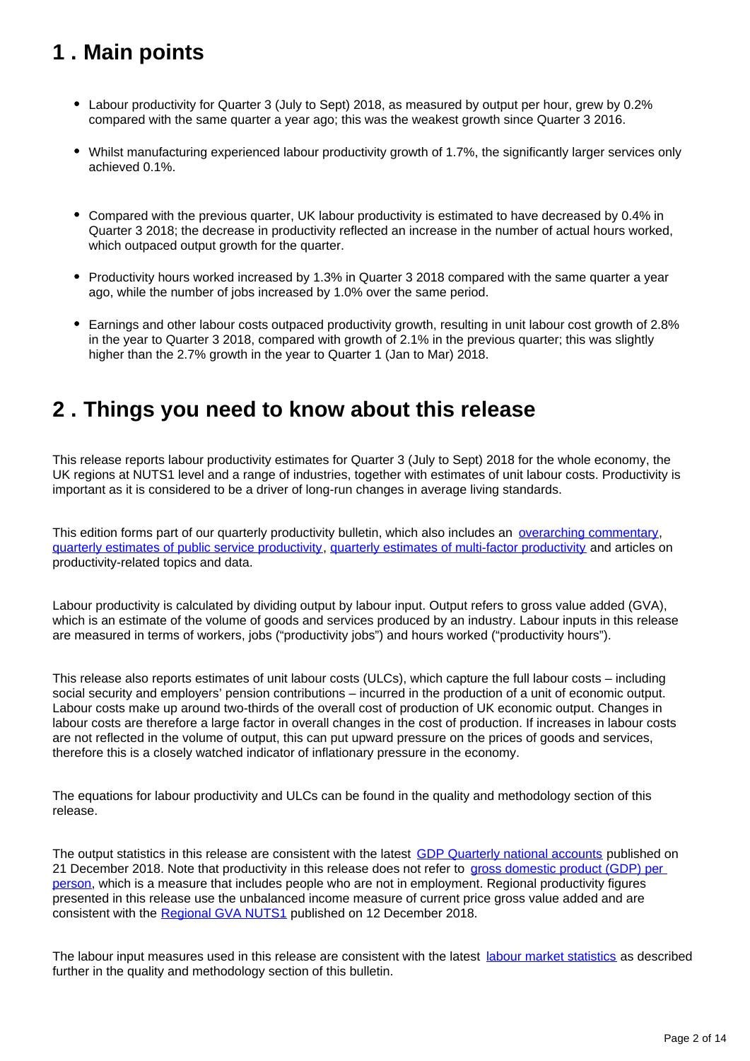## 1 . Main points

- Labour productivity for Quarter 3 (July to Sept) 2018, as measured by output per hour, grew by 0.2% compared with the same quarter a year ago; this was the weakest growth since Quarter 3 2016.
- Whilst manufacturing experienced labour productivity growth of 1.7%, the significantly larger services only achieved 0.1%.
- Compared with the previous quarter, UK labour productivity is estimated to have decreased by 0.4% in Quarter 3 2018; the decrease in productivity reflected an increase in the number of actual hours worked, which outpaced output growth for the quarter.
- Productivity hours worked increased by 1.3% in Quarter 3 2018 compared with the same quarter a year ago, while the number of jobs increased by 1.0% over the same period.
- Earnings and other labour costs outpaced productivity growth, resulting in unit labour cost growth of 2.8% in the year to Quarter 3 2018, compared with growth of 2.1% in the previous quarter; this was slightly higher than the 2.7% growth in the year to Quarter 1 (Jan to Mar) 2018.

## 2 . Things you need to know about this release

This release reports labour productivity estimates for Quarter 3 (July to Sept) 2018 for the whole economy, the UK regions at NUTS1 level and a range of industries, together with estimates of unit labour costs. Productivity is important as it is considered to be a driver of long-run changes in average living standards.

This edition forms part of our quarterly productivity bulletin, which also includes an overarching commentary, quarterly estimates of public service productivity, quarterly estimates of multi-factor productivity and articles on productivity-related topics and data.

Labour productivity is calculated by dividing output by labour input. Output refers to gross value added (GVA), which is an estimate of the volume of goods and services produced by an industry. Labour inputs in this release are measured in terms of workers, jobs ("productivity jobs") and hours worked ("productivity hours").

This release also reports estimates of unit labour costs (ULCs), which capture the full labour costs – including social security and employers' pension contributions – incurred in the production of a unit of economic output. Labour costs make up around two-thirds of the overall cost of production of UK economic output. Changes in labour costs are therefore a large factor in overall changes in the cost of production. If increases in labour costs are not reflected in the volume of output, this can put upward pressure on the prices of goods and services, therefore this is a closely watched indicator of inflationary pressure in the economy.

The equations for labour productivity and ULCs can be found in the quality and methodology section of this release.

The output statistics in this release are consistent with the latest GDP Quarterly national accounts published on 21 December 2018. Note that productivity in this release does not refer to gross domestic product (GDP) per person, which is a measure that includes people who are not in employment. Regional productivity figures presented in this release use the unbalanced income measure of current price gross value added and are consistent with the Regional GVA NUTS1 published on 12 December 2018.

The labour input measures used in this release are consistent with the latest labour market statistics as described further in the quality and methodology section of this bulletin.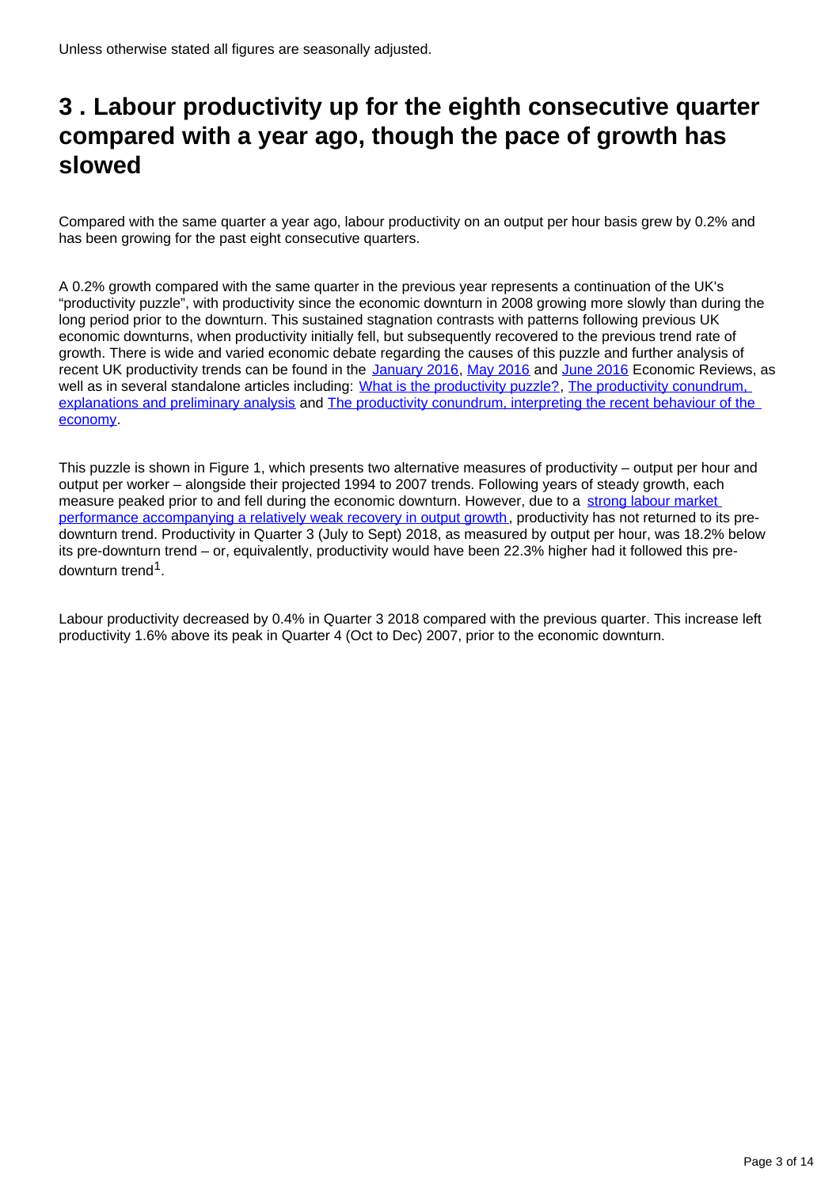Unless otherwise stated all figures are seasonally adjusted.

## 3 . Labour productivity up for the eighth consecutive quarter compared with a year ago, though the pace of growth has slowed

Compared with the same quarter a year ago, labour productivity on an output per hour basis grew by 0.2% and has been growing for the past eight consecutive quarters.

A 0.2% growth compared with the same quarter in the previous year represents a continuation of the UK's "productivity puzzle", with productivity since the economic downturn in 2008 growing more slowly than during the long period prior to the downturn. This sustained stagnation contrasts with patterns following previous UK economic downturns, when productivity initially fell, but subsequently recovered to the previous trend rate of growth. There is wide and varied economic debate regarding the causes of this puzzle and further analysis of recent UK productivity trends can be found in the January 2016, May 2016 and June 2016 Economic Reviews, as well as in several standalone articles including: What is the productivity puzzle?, The productivity conundrum, explanations and preliminary analysis and The productivity conundrum, interpreting the recent behaviour of the economy.

This puzzle is shown in Figure 1, which presents two alternative measures of productivity – output per hour and output per worker – alongside their projected 1994 to 2007 trends. Following years of steady growth, each measure peaked prior to and fell during the economic downturn. However, due to a strong labour market performance accompanying a relatively weak recovery in output growth, productivity has not returned to its pre-downturn trend. Productivity in Quarter 3 (July to Sept) 2018, as measured by output per hour, was 18.2% below its pre-downturn trend – or, equivalently, productivity would have been 22.3% higher had it followed this pre-downturn trend[1].

Labour productivity decreased by 0.4% in Quarter 3 2018 compared with the previous quarter. This increase left productivity 1.6% above its peak in Quarter 4 (Oct to Dec) 2007, prior to the economic downturn.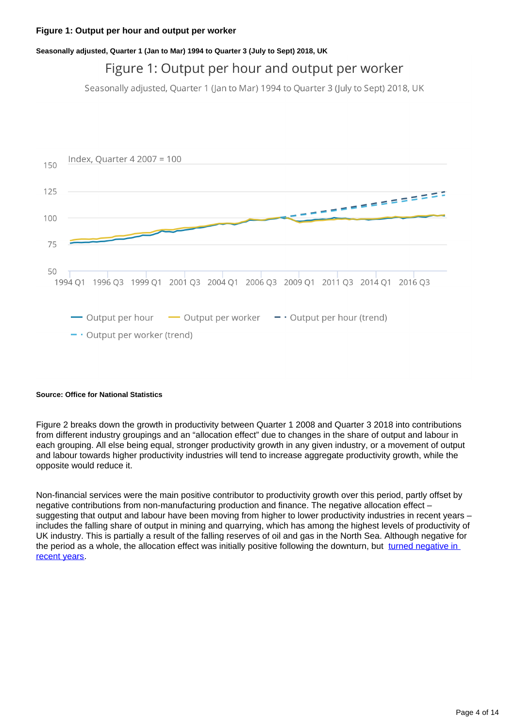### Figure 1: Output per hour and output per worker

#### Seasonally adjusted, Quarter 1 (Jan to Mar) 1994 to Quarter 3 (July to Sept) 2018, UK

Figure 1: Output per hour and output per worker

Seasonally adjusted, Quarter 1 (Jan to Mar) 1994 to Quarter 3 (July to Sept) 2018, UK

Index, Quarter 4 2007 = 100

Output per hour — Output per worker — Output per hour (trend) — Output per worker (trend)

**Source: Office for National Statistics**

Figure 2 breaks down the growth in productivity between Quarter 1 2008 and Quarter 3 2018 into contributions from different industry groupings and an "allocation effect" due to changes in the share of output and labour in each grouping. All else being equal, stronger productivity growth in any given industry, or a movement of output and labour towards higher productivity industries will tend to increase aggregate productivity growth, while the opposite would reduce it.

Non-financial services were the main positive contributor to productivity growth over this period, partly offset by negative contributions from non-manufacturing production and finance. The negative allocation effect – suggesting that output and labour have been moving from higher to lower productivity industries in recent years – includes the falling share of output in mining and quarrying, which has among the highest levels of productivity of UK industry. This is partially a result of the falling reserves of oil and gas in the North Sea. Although negative for the period as a whole, the allocation effect was initially positive following the downturn, but turned negative in recent years.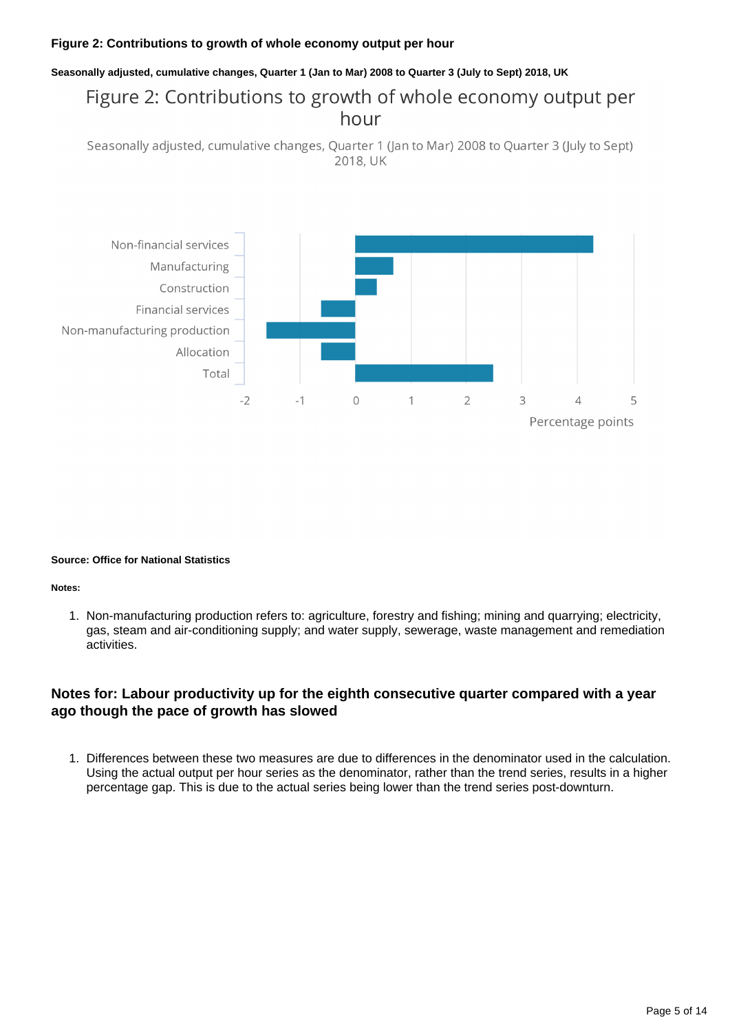**Figure 2: Contributions to growth of whole economy output per hour**

**Seasonally adjusted, cumulative changes, Quarter 1 (Jan to Mar) 2008 to Quarter 3 (July to Sept) 2018, UK**

Figure 2: Contributions to growth of whole economy output per hour

Seasonally adjusted, cumulative changes, Quarter 1 (Jan to Mar) 2008 to Quarter 3 (July to Sept) 2018, UK

Non-financial services
Manufacturing
Construction
Financial services
Non-manufacturing production
Allocation
Total

-2 -1 0 1 2 3 4 5

Percentage points

**Source: Office for National Statistics**

**Notes:**

1. Non-manufacturing production refers to: agriculture, forestry and fishing; mining and quarrying; electricity, gas, steam and air-conditioning supply; and water supply, sewerage, waste management and remediation activities.

### Notes for: Labour productivity up for the eighth consecutive quarter compared with a year ago though the pace of growth has slowed

1. Differences between these two measures are due to differences in the denominator used in the calculation. Using the actual output per hour series as the denominator, rather than the trend series, results in a higher percentage gap. This is due to the actual series being lower than the trend series post-downturn.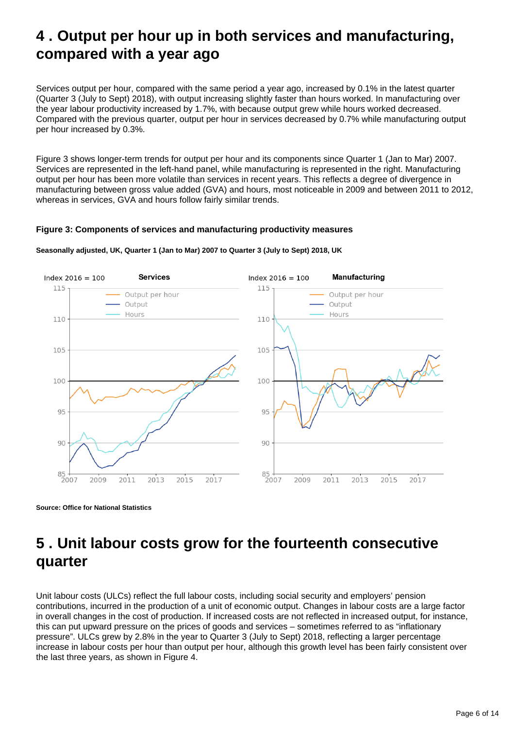## 4 . Output per hour up in both services and manufacturing, compared with a year ago

Services output per hour, compared with the same period a year ago, increased by 0.1% in the latest quarter (Quarter 3 (July to Sept) 2018), with output increasing slightly faster than hours worked. In manufacturing over the year labour productivity increased by 1.7%, with because output grew while hours worked decreased. Compared with the previous quarter, output per hour in services decreased by 0.7% while manufacturing output per hour increased by 0.3%.

Figure 3 shows longer-term trends for output per hour and its components since Quarter 1 (Jan to Mar) 2007. Services are represented in the left-hand panel, while manufacturing is represented in the right. Manufacturing output per hour has been more volatile than services in recent years. This reflects a degree of divergence in manufacturing between gross value added (GVA) and hours, most noticeable in 2009 and between 2011 to 2012, whereas in services, GVA and hours follow fairly similar trends.

**Figure 3: Components of services and manufacturing productivity measures**

**Seasonally adjusted, UK, Quarter 1 (Jan to Mar) 2007 to Quarter 3 (July to Sept) 2018, UK**

**Source: Office for National Statistics**

## 5 . Unit labour costs grow for the fourteenth consecutive quarter

Unit labour costs (ULCs) reflect the full labour costs, including social security and employers' pension contributions, incurred in the production of a unit of economic output. Changes in labour costs are a large factor in overall changes in the cost of production. If increased costs are not reflected in increased output, for instance, this can put upward pressure on the prices of goods and services – sometimes referred to as "inflationary pressure". ULCs grew by 2.8% in the year to Quarter 3 (July to Sept) 2018, reflecting a larger percentage increase in labour costs per hour than output per hour, although this growth level has been fairly consistent over the last three years, as shown in Figure 4.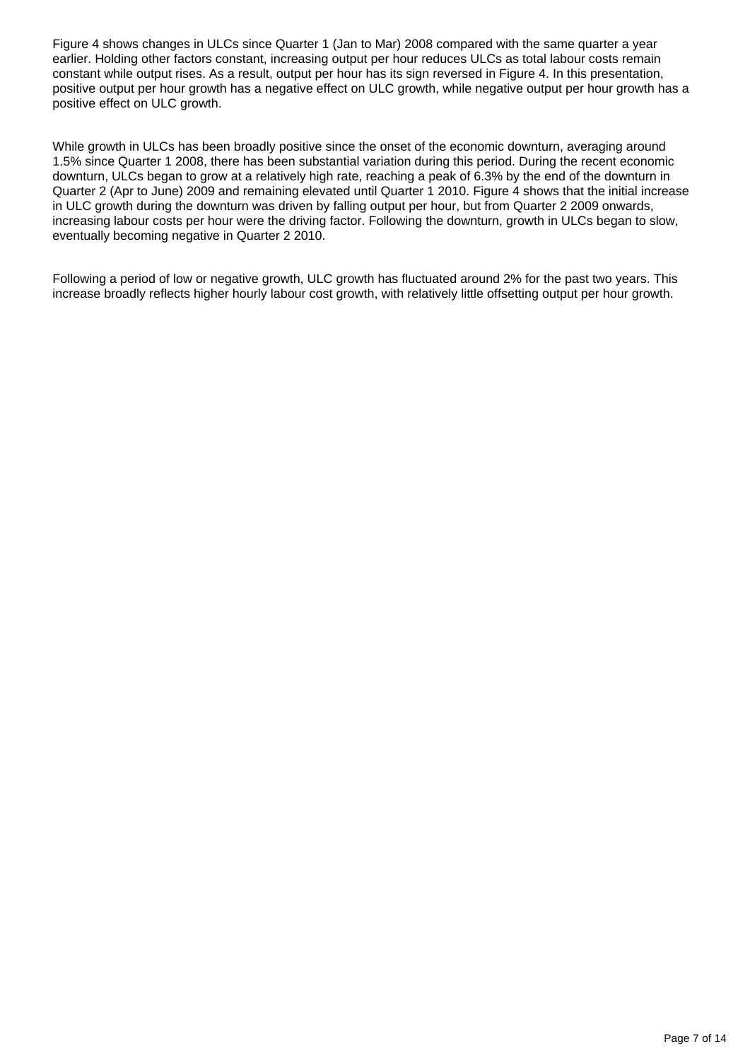Figure 4 shows changes in ULCs since Quarter 1 (Jan to Mar) 2008 compared with the same quarter a year earlier. Holding other factors constant, increasing output per hour reduces ULCs as total labour costs remain constant while output rises. As a result, output per hour has its sign reversed in Figure 4. In this presentation, positive output per hour growth has a negative effect on ULC growth, while negative output per hour growth has a positive effect on ULC growth.

While growth in ULCs has been broadly positive since the onset of the economic downturn, averaging around 1.5% since Quarter 1 2008, there has been substantial variation during this period. During the recent economic downturn, ULCs began to grow at a relatively high rate, reaching a peak of 6.3% by the end of the downturn in Quarter 2 (Apr to June) 2009 and remaining elevated until Quarter 1 2010. Figure 4 shows that the initial increase in ULC growth during the downturn was driven by falling output per hour, but from Quarter 2 2009 onwards, increasing labour costs per hour were the driving factor. Following the downturn, growth in ULCs began to slow, eventually becoming negative in Quarter 2 2010.

Following a period of low or negative growth, ULC growth has fluctuated around 2% for the past two years. This increase broadly reflects higher hourly labour cost growth, with relatively little offsetting output per hour growth.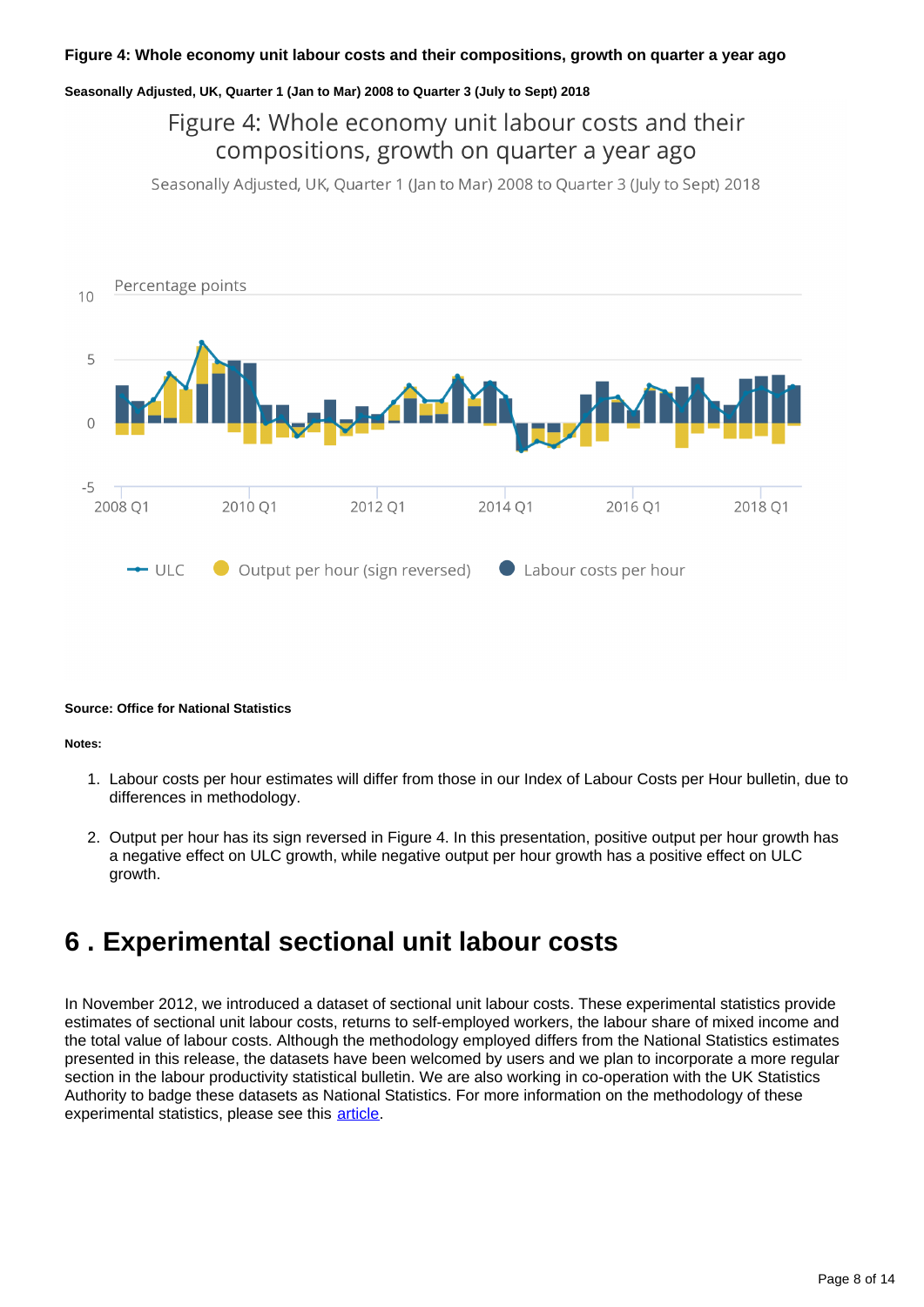**Figure 4: Whole economy unit labour costs and their compositions, growth on quarter a year ago**

**Seasonally Adjusted, UK, Quarter 1 (Jan to Mar) 2008 to Quarter 3 (July to Sept) 2018**

Figure 4: Whole economy unit labour costs and their compositions, growth on quarter a year ago

Seasonally Adjusted, UK, Quarter 1 (Jan to Mar) 2008 to Quarter 3 (July to Sept) 2018

Percentage points

10

5

0

-5

2008 Q1 2010 Q1 2012 Q1 2014 Q1 2016 Q1 2018 Q1

ULC Output per hour (sign reversed) Labour costs per hour

**Source: Office for National Statistics**

**Notes:**

1. Labour costs per hour estimates will differ from those in our Index of Labour Costs per Hour bulletin, due to differences in methodology.

2. Output per hour has its sign reversed in Figure 4. In this presentation, positive output per hour growth has a negative effect on ULC growth, while negative output per hour growth has a positive effect on ULC growth.

# 6 . Experimental sectional unit labour costs

In November 2012, we introduced a dataset of sectional unit labour costs. These experimental statistics provide estimates of sectional unit labour costs, returns to self-employed workers, the labour share of mixed income and the total value of labour costs. Although the methodology employed differs from the National Statistics estimates presented in this release, the datasets have been welcomed by users and we plan to incorporate a more regular section in the labour productivity statistical bulletin. We are also working in co-operation with the UK Statistics Authority to badge these datasets as National Statistics. For more information on the methodology of these experimental statistics, please see this article.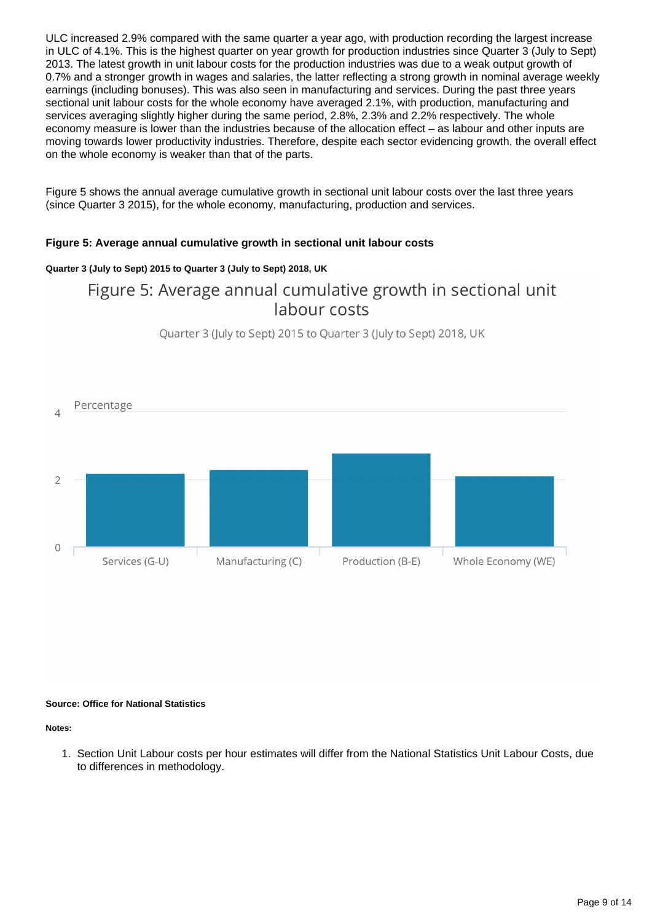ULC increased 2.9% compared with the same quarter a year ago, with production recording the largest increase in ULC of 4.1%. This is the highest quarter on year growth for production industries since Quarter 3 (July to Sept) 2013. The latest growth in unit labour costs for the production industries was due to a weak output growth of 0.7% and a stronger growth in wages and salaries, the latter reflecting a strong growth in nominal average weekly earnings (including bonuses). This was also seen in manufacturing and services. During the past three years sectional unit labour costs for the whole economy have averaged 2.1%, with production, manufacturing and services averaging slightly higher during the same period, 2.8%, 2.3% and 2.2% respectively. The whole economy measure is lower than the industries because of the allocation effect – as labour and other inputs are moving towards lower productivity industries. Therefore, despite each sector evidencing growth, the overall effect on the whole economy is weaker than that of the parts.

Figure 5 shows the annual average cumulative growth in sectional unit labour costs over the last three years (since Quarter 3 2015), for the whole economy, manufacturing, production and services.

**Figure 5: Average annual cumulative growth in sectional unit labour costs**

**Quarter 3 (July to Sept) 2015 to Quarter 3 (July to Sept) 2018, UK**

Figure 5: Average annual cumulative growth in sectional unit labour costs

Quarter 3 (July to Sept) 2015 to Quarter 3 (July to Sept) 2018, UK

Percentage

| Sector | Percentage |
|---|---|
| Services (G-U) | 2.2 |
| Manufacturing (C) | 2.3 |
| Production (B-E) | 2.8 |
| Whole Economy (WE) | 2.1 |

**Source: Office for National Statistics**

**Notes:**

1. Section Unit Labour costs per hour estimates will differ from the National Statistics Unit Labour Costs, due to differences in methodology.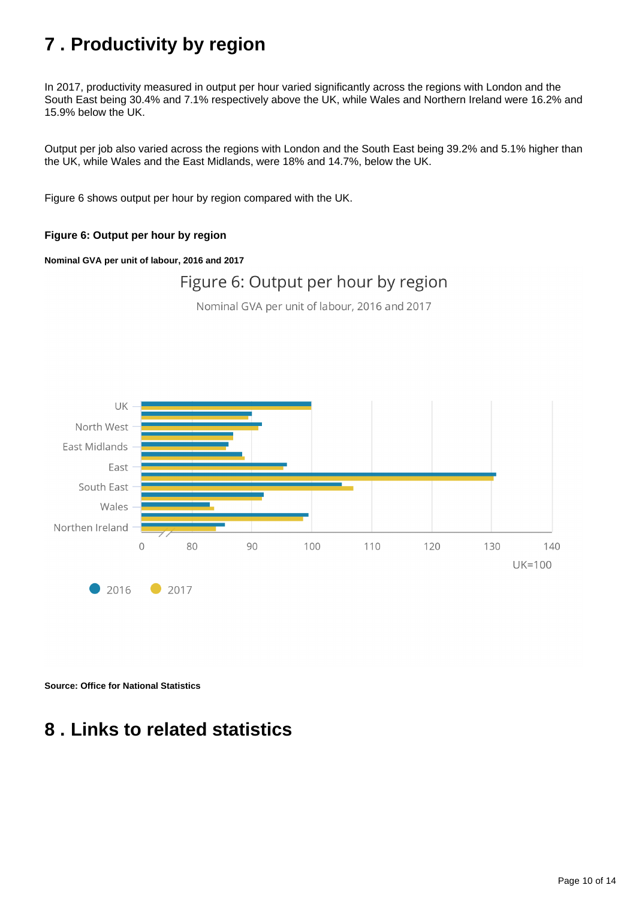# 7 . Productivity by region

In 2017, productivity measured in output per hour varied significantly across the regions with London and the South East being 30.4% and 7.1% respectively above the UK, while Wales and Northern Ireland were 16.2% and 15.9% below the UK.

Output per job also varied across the regions with London and the South East being 39.2% and 5.1% higher than the UK, while Wales and the East Midlands, were 18% and 14.7%, below the UK.

Figure 6 shows output per hour by region compared with the UK.

**Figure 6: Output per hour by region**

**Nominal GVA per unit of labour, 2016 and 2017**

**Source: Office for National Statistics**

# 8 . Links to related statistics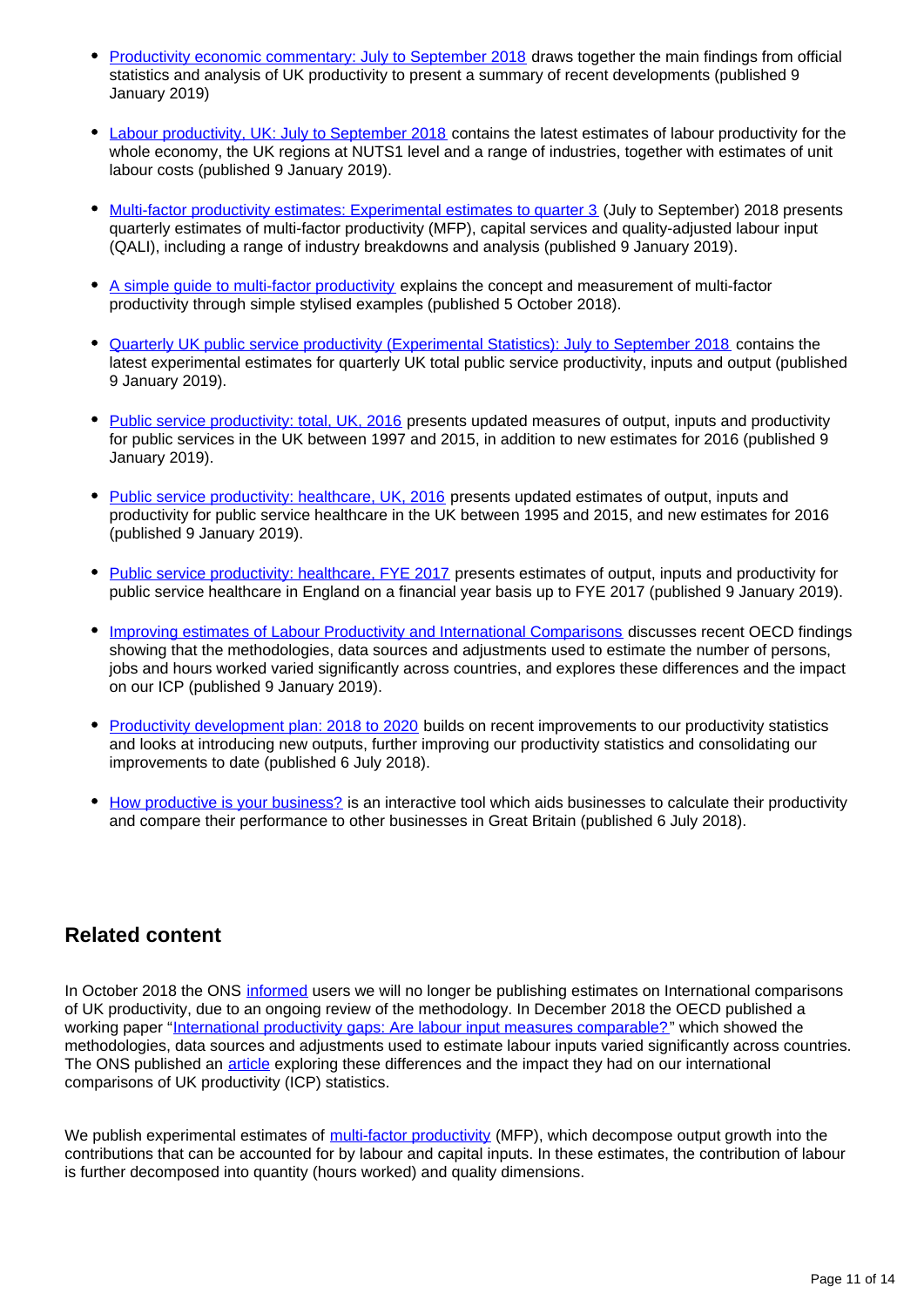- Productivity economic commentary: July to September 2018 draws together the main findings from official statistics and analysis of UK productivity to present a summary of recent developments (published 9 January 2019)

- Labour productivity, UK: July to September 2018 contains the latest estimates of labour productivity for the whole economy, the UK regions at NUTS1 level and a range of industries, together with estimates of unit labour costs (published 9 January 2019).

- Multi-factor productivity estimates: Experimental estimates to quarter 3 (July to September) 2018 presents quarterly estimates of multi-factor productivity (MFP), capital services and quality-adjusted labour input (QALI), including a range of industry breakdowns and analysis (published 9 January 2019).

- A simple guide to multi-factor productivity explains the concept and measurement of multi-factor productivity through simple stylised examples (published 5 October 2018).

- Quarterly UK public service productivity (Experimental Statistics): July to September 2018 contains the latest experimental estimates for quarterly UK total public service productivity, inputs and output (published 9 January 2019).

- Public service productivity: total, UK, 2016 presents updated measures of output, inputs and productivity for public services in the UK between 1997 and 2015, in addition to new estimates for 2016 (published 9 January 2019).

- Public service productivity: healthcare, UK, 2016 presents updated estimates of output, inputs and productivity for public service healthcare in the UK between 1995 and 2015, and new estimates for 2016 (published 9 January 2019).

- Public service productivity: healthcare, FYE 2017 presents estimates of output, inputs and productivity for public service healthcare in England on a financial year basis up to FYE 2017 (published 9 January 2019).

- Improving estimates of Labour Productivity and International Comparisons discusses recent OECD findings showing that the methodologies, data sources and adjustments used to estimate the number of persons, jobs and hours worked varied significantly across countries, and explores these differences and the impact on our ICP (published 9 January 2019).

- Productivity development plan: 2018 to 2020 builds on recent improvements to our productivity statistics and looks at introducing new outputs, further improving our productivity statistics and consolidating our improvements to date (published 6 July 2018).

- How productive is your business? is an interactive tool which aids businesses to calculate their productivity and compare their performance to other businesses in Great Britain (published 6 July 2018).

## Related content

In October 2018 the ONS informed users we will no longer be publishing estimates on International comparisons of UK productivity, due to an ongoing review of the methodology. In December 2018 the OECD published a working paper "International productivity gaps: Are labour input measures comparable?" which showed the methodologies, data sources and adjustments used to estimate labour inputs varied significantly across countries. The ONS published an article exploring these differences and the impact they had on our international comparisons of UK productivity (ICP) statistics.

We publish experimental estimates of multi-factor productivity (MFP), which decompose output growth into the contributions that can be accounted for by labour and capital inputs. In these estimates, the contribution of labour is further decomposed into quantity (hours worked) and quality dimensions.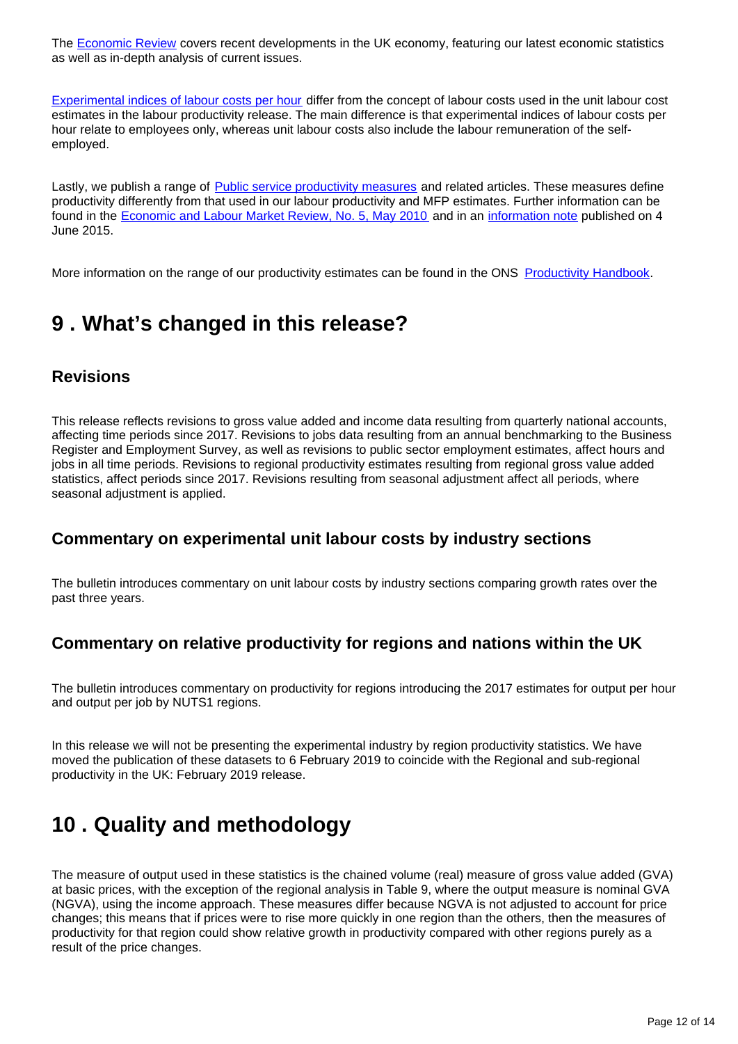The Economic Review covers recent developments in the UK economy, featuring our latest economic statistics as well as in-depth analysis of current issues.

Experimental indices of labour costs per hour differ from the concept of labour costs used in the unit labour cost estimates in the labour productivity release. The main difference is that experimental indices of labour costs per hour relate to employees only, whereas unit labour costs also include the labour remuneration of the self-employed.

Lastly, we publish a range of Public service productivity measures and related articles. These measures define productivity differently from that used in our labour productivity and MFP estimates. Further information can be found in the Economic and Labour Market Review, No. 5, May 2010 and in an information note published on 4 June 2015.

More information on the range of our productivity estimates can be found in the ONS Productivity Handbook.

## 9 . What's changed in this release?

### Revisions

This release reflects revisions to gross value added and income data resulting from quarterly national accounts, affecting time periods since 2017. Revisions to jobs data resulting from an annual benchmarking to the Business Register and Employment Survey, as well as revisions to public sector employment estimates, affect hours and jobs in all time periods. Revisions to regional productivity estimates resulting from regional gross value added statistics, affect periods since 2017. Revisions resulting from seasonal adjustment affect all periods, where seasonal adjustment is applied.

### Commentary on experimental unit labour costs by industry sections

The bulletin introduces commentary on unit labour costs by industry sections comparing growth rates over the past three years.

### Commentary on relative productivity for regions and nations within the UK

The bulletin introduces commentary on productivity for regions introducing the 2017 estimates for output per hour and output per job by NUTS1 regions.

In this release we will not be presenting the experimental industry by region productivity statistics. We have moved the publication of these datasets to 6 February 2019 to coincide with the Regional and sub-regional productivity in the UK: February 2019 release.

## 10 . Quality and methodology

The measure of output used in these statistics is the chained volume (real) measure of gross value added (GVA) at basic prices, with the exception of the regional analysis in Table 9, where the output measure is nominal GVA (NGVA), using the income approach. These measures differ because NGVA is not adjusted to account for price changes; this means that if prices were to rise more quickly in one region than the others, then the measures of productivity for that region could show relative growth in productivity compared with other regions purely as a result of the price changes.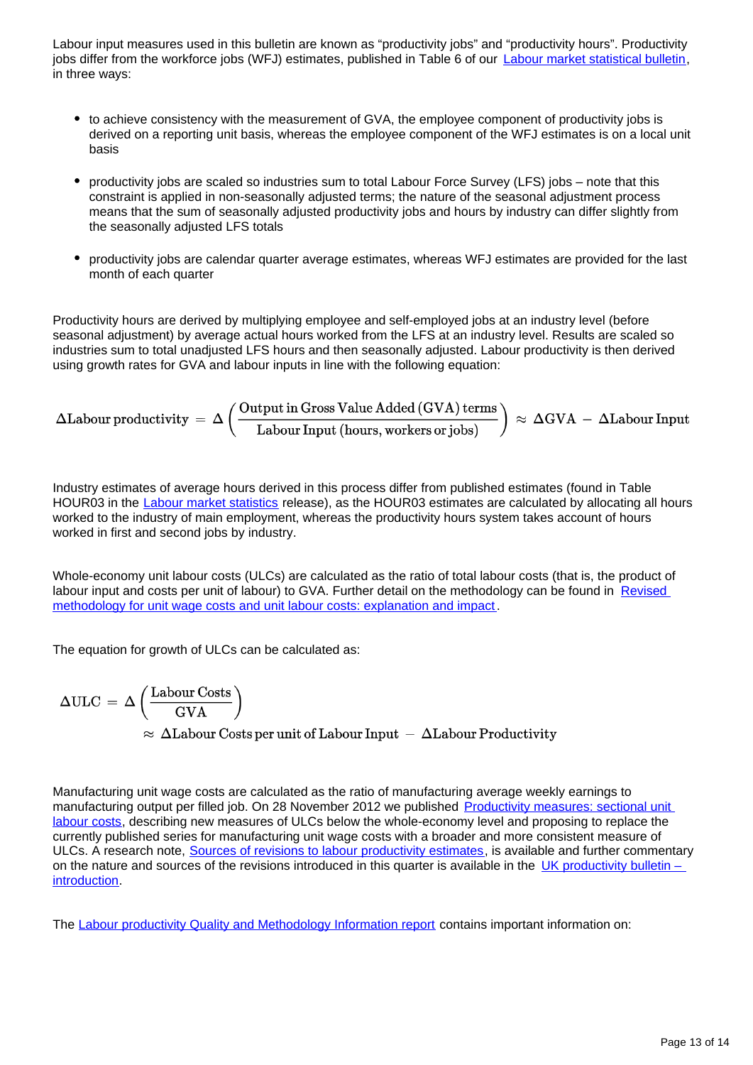Labour input measures used in this bulletin are known as "productivity jobs" and "productivity hours". Productivity jobs differ from the workforce jobs (WFJ) estimates, published in Table 6 of our [Labour market statistical bulletin](), in three ways:

- to achieve consistency with the measurement of GVA, the employee component of productivity jobs is derived on a reporting unit basis, whereas the employee component of the WFJ estimates is on a local unit basis
- productivity jobs are scaled so industries sum to total Labour Force Survey (LFS) jobs – note that this constraint is applied in non-seasonally adjusted terms; the nature of the seasonal adjustment process means that the sum of seasonally adjusted productivity jobs and hours by industry can differ slightly from the seasonally adjusted LFS totals
- productivity jobs are calendar quarter average estimates, whereas WFJ estimates are provided for the last month of each quarter

Productivity hours are derived by multiplying employee and self-employed jobs at an industry level (before seasonal adjustment) by average actual hours worked from the LFS at an industry level. Results are scaled so industries sum to total unadjusted LFS hours and then seasonally adjusted. Labour productivity is then derived using growth rates for GVA and labour inputs in line with the following equation:

$$\Delta \text{Labour productivity} = \Delta \left( \frac{\text{Output in Gross Value Added (GVA) terms}}{\text{Labour Input (hours, workers or jobs)}} \right) \approx \Delta \text{GVA} - \Delta \text{Labour Input}$$

Industry estimates of average hours derived in this process differ from published estimates (found in Table HOUR03 in the [Labour market statistics]() release), as the HOUR03 estimates are calculated by allocating all hours worked to the industry of main employment, whereas the productivity hours system takes account of hours worked in first and second jobs by industry.

Whole-economy unit labour costs (ULCs) are calculated as the ratio of total labour costs (that is, the product of labour input and costs per unit of labour) to GVA. Further detail on the methodology can be found in [Revised methodology for unit wage costs and unit labour costs: explanation and impact]().

The equation for growth of ULCs can be calculated as:

$$\Delta \text{ULC} = \Delta \left( \frac{\text{Labour Costs}}{\text{GVA}} \right) \approx \Delta \text{Labour Costs per unit of Labour Input} - \Delta \text{Labour Productivity}$$

Manufacturing unit wage costs are calculated as the ratio of manufacturing average weekly earnings to manufacturing output per filled job. On 28 November 2012 we published [Productivity measures: sectional unit labour costs](), describing new measures of ULCs below the whole-economy level and proposing to replace the currently published series for manufacturing unit wage costs with a broader and more consistent measure of ULCs. A research note, [Sources of revisions to labour productivity estimates](), is available and further commentary on the nature and sources of the revisions introduced in this quarter is available in the [UK productivity bulletin – introduction]().

The [Labour productivity Quality and Methodology Information report]() contains important information on: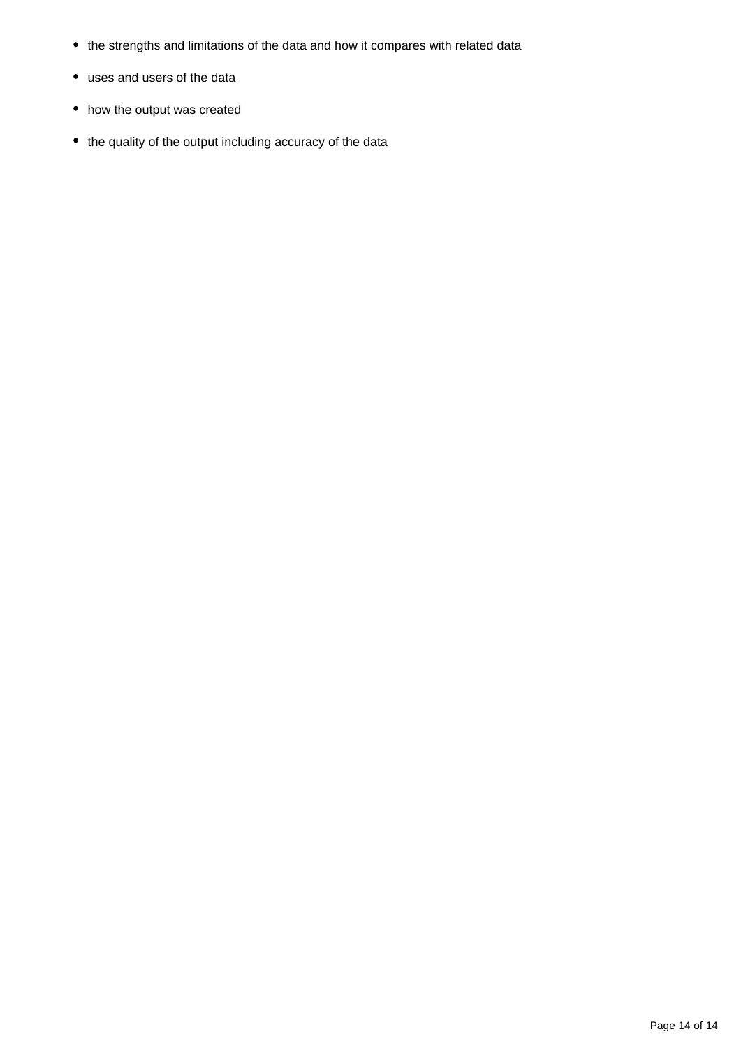- the strengths and limitations of the data and how it compares with related data
- uses and users of the data
- how the output was created
- the quality of the output including accuracy of the data